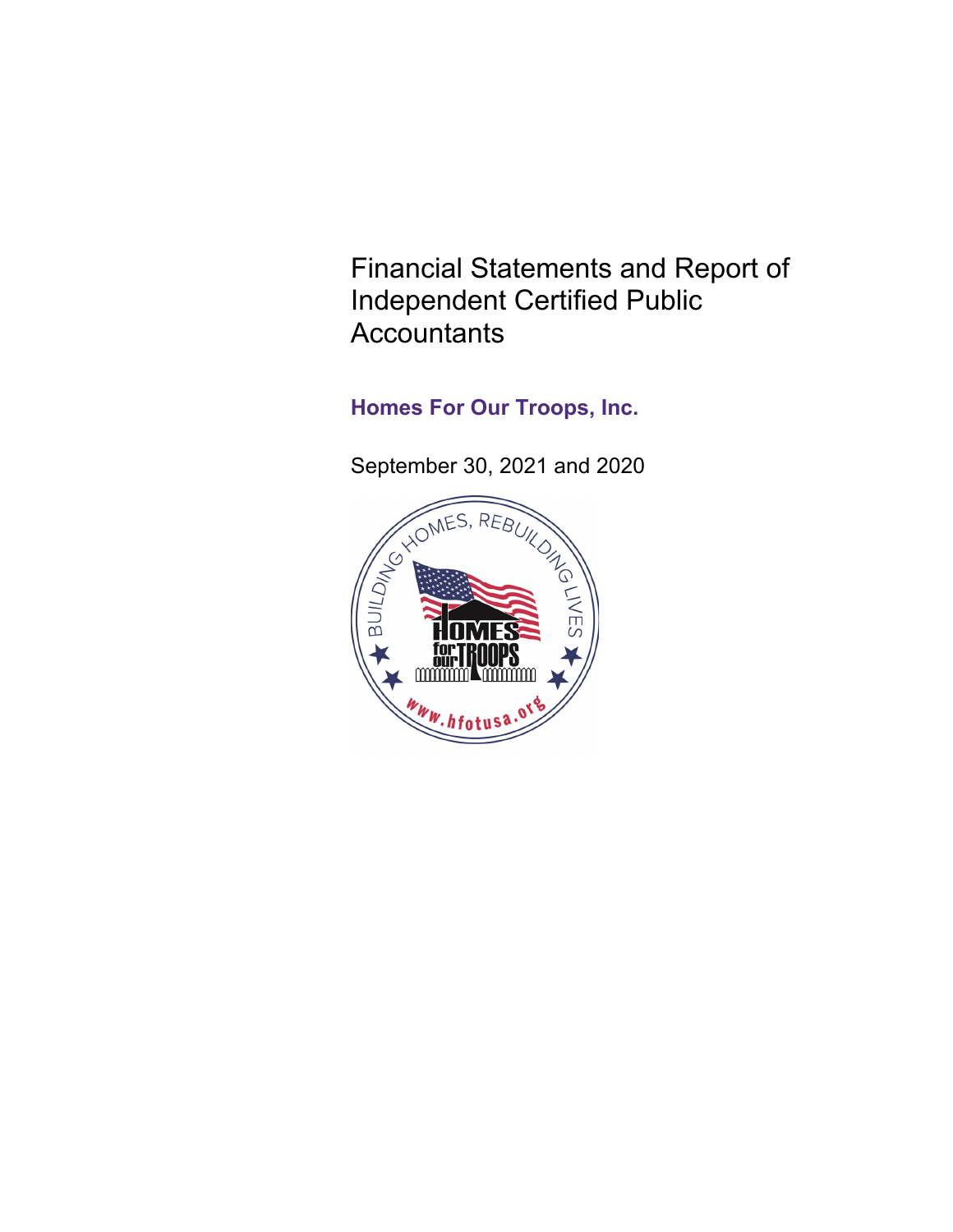# Financial Statements and Report of Independent Certified Public Accountants

## Homes For Our Troops, Inc.

September 30, 2021 and 2020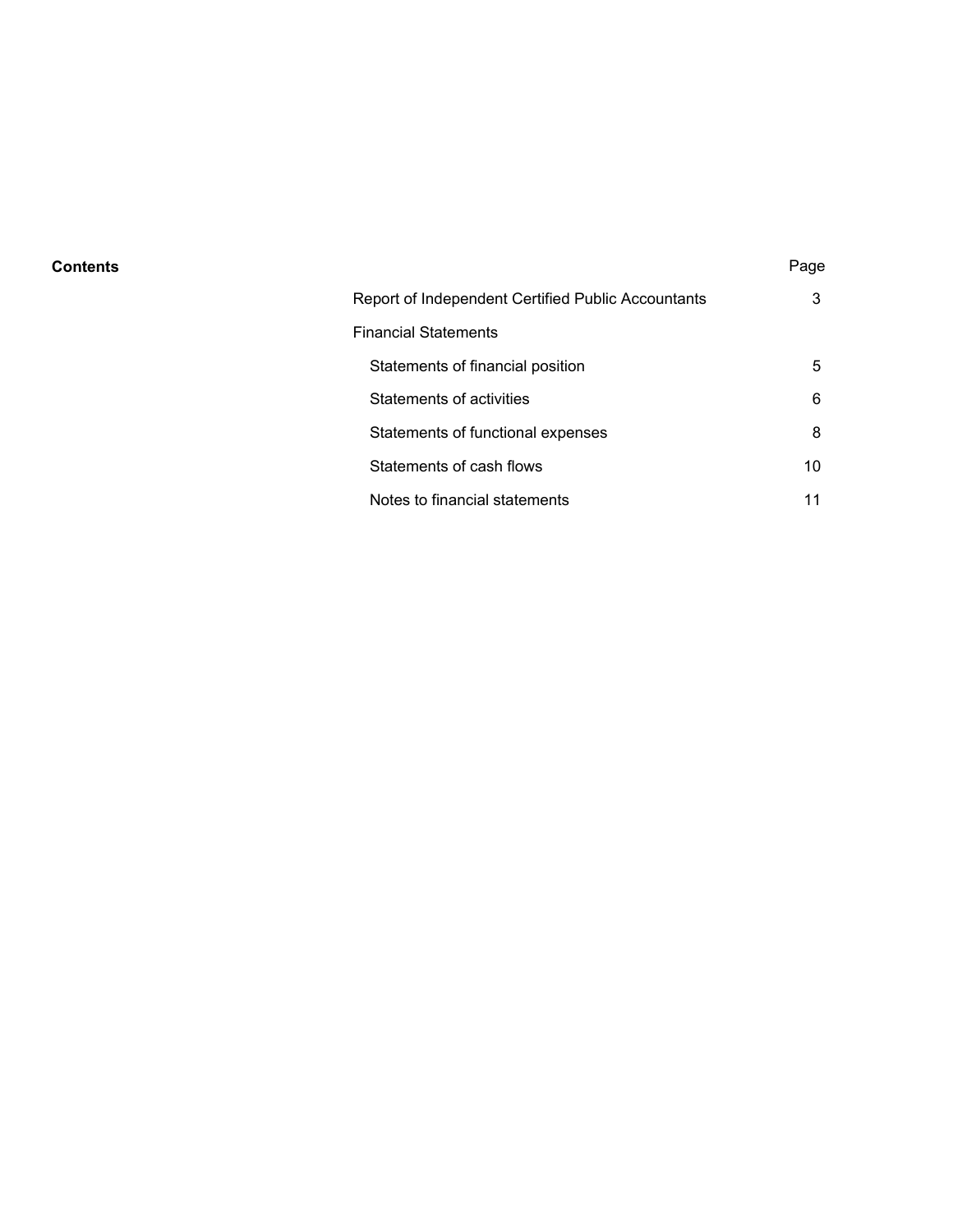**Contents**

| | Page |
|---|---|
| Report of Independent Certified Public Accountants | 3 |
| Financial Statements | |
| Statements of financial position | 5 |
| Statements of activities | 6 |
| Statements of functional expenses | 8 |
| Statements of cash flows | 10 |
| Notes to financial statements | 11 |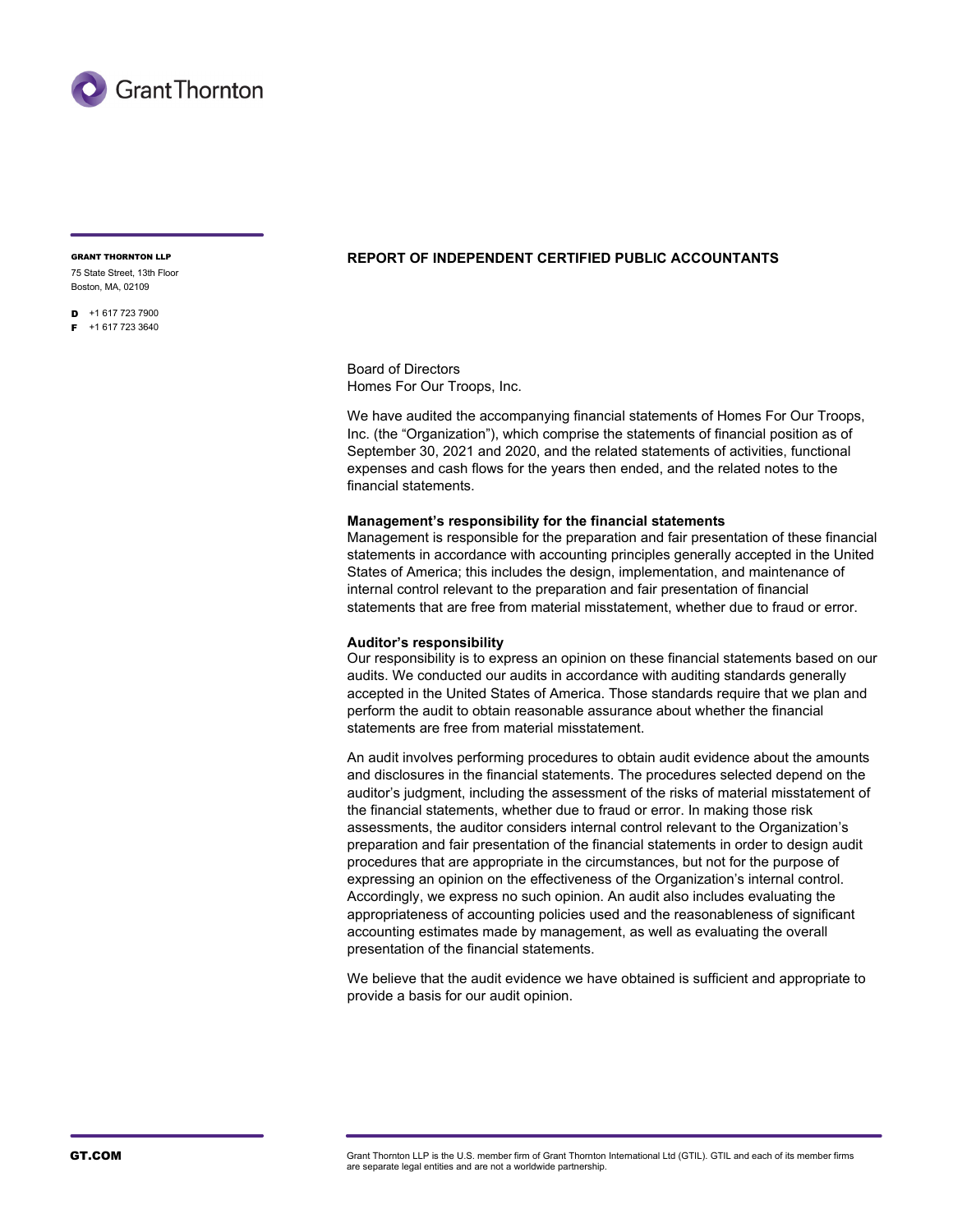**GRANT THORNTON LLP**
75 State Street, 13th Floor
Boston, MA, 02109

D +1 617 723 7900
F +1 617 723 3640

# REPORT OF INDEPENDENT CERTIFIED PUBLIC ACCOUNTANTS

Board of Directors
Homes For Our Troops, Inc.

We have audited the accompanying financial statements of Homes For Our Troops, Inc. (the "Organization"), which comprise the statements of financial position as of September 30, 2021 and 2020, and the related statements of activities, functional expenses and cash flows for the years then ended, and the related notes to the financial statements.

**Management's responsibility for the financial statements**
Management is responsible for the preparation and fair presentation of these financial statements in accordance with accounting principles generally accepted in the United States of America; this includes the design, implementation, and maintenance of internal control relevant to the preparation and fair presentation of financial statements that are free from material misstatement, whether due to fraud or error.

**Auditor's responsibility**
Our responsibility is to express an opinion on these financial statements based on our audits. We conducted our audits in accordance with auditing standards generally accepted in the United States of America. Those standards require that we plan and perform the audit to obtain reasonable assurance about whether the financial statements are free from material misstatement.

An audit involves performing procedures to obtain audit evidence about the amounts and disclosures in the financial statements. The procedures selected depend on the auditor's judgment, including the assessment of the risks of material misstatement of the financial statements, whether due to fraud or error. In making those risk assessments, the auditor considers internal control relevant to the Organization's preparation and fair presentation of the financial statements in order to design audit procedures that are appropriate in the circumstances, but not for the purpose of expressing an opinion on the effectiveness of the Organization's internal control. Accordingly, we express no such opinion. An audit also includes evaluating the appropriateness of accounting policies used and the reasonableness of significant accounting estimates made by management, as well as evaluating the overall presentation of the financial statements.

We believe that the audit evidence we have obtained is sufficient and appropriate to provide a basis for our audit opinion.

GT.COM

Grant Thornton LLP is the U.S. member firm of Grant Thornton International Ltd (GTIL). GTIL and each of its member firms are separate legal entities and are not a worldwide partnership.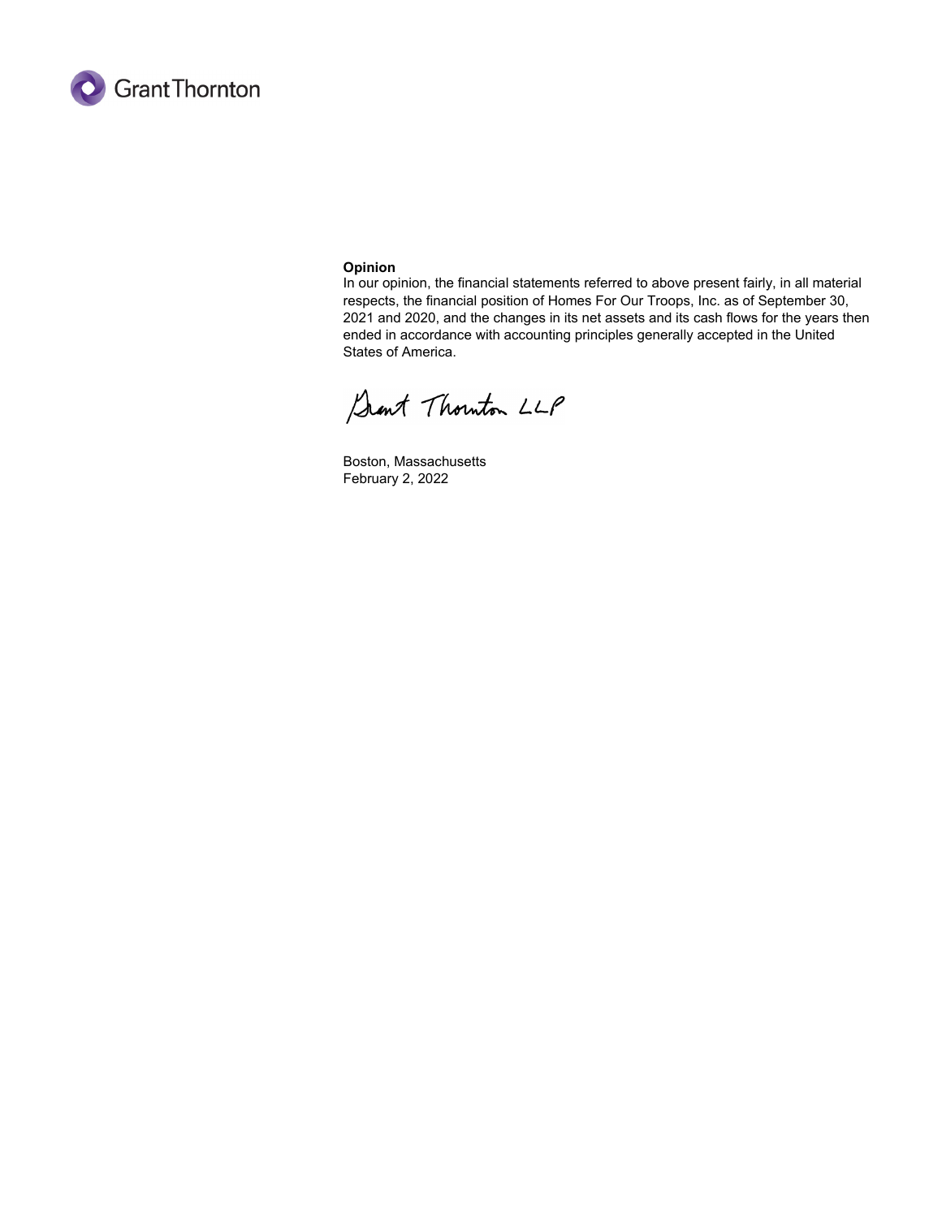**Opinion**
In our opinion, the financial statements referred to above present fairly, in all material respects, the financial position of Homes For Our Troops, Inc. as of September 30, 2021 and 2020, and the changes in its net assets and its cash flows for the years then ended in accordance with accounting principles generally accepted in the United States of America.

Grant Thornton LLP

Boston, Massachusetts
February 2, 2022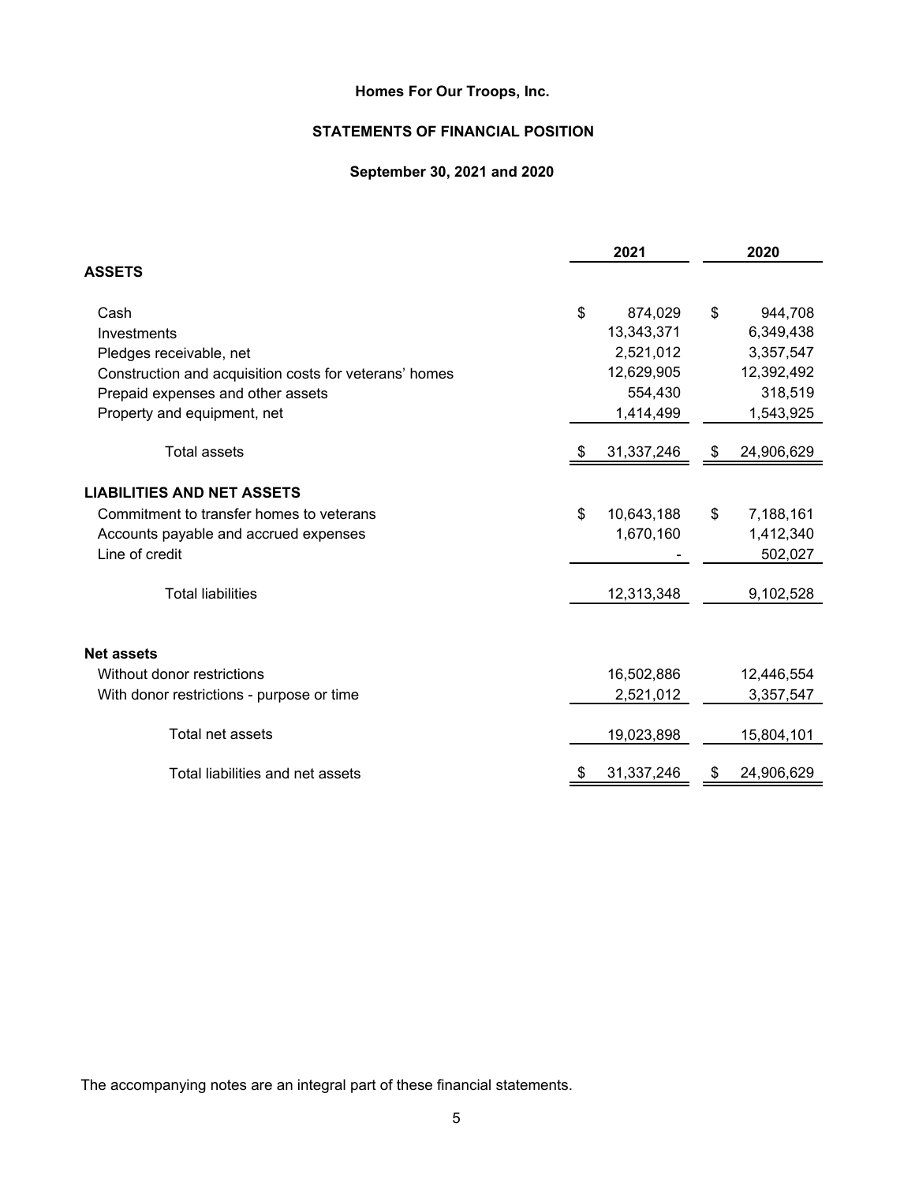# Homes For Our Troops, Inc.

## STATEMENTS OF FINANCIAL POSITION

### September 30, 2021 and 2020

| | 2021 | 2020 |
|---|---|---|
| **ASSETS** | | |
| Cash | $ 874,029 | $ 944,708 |
| Investments | 13,343,371 | 6,349,438 |
| Pledges receivable, net | 2,521,012 | 3,357,547 |
| Construction and acquisition costs for veterans' homes | 12,629,905 | 12,392,492 |
| Prepaid expenses and other assets | 554,430 | 318,519 |
| Property and equipment, net | 1,414,499 | 1,543,925 |
| Total assets | $ 31,337,246 | $ 24,906,629 |
| **LIABILITIES AND NET ASSETS** | | |
| Commitment to transfer homes to veterans | $ 10,643,188 | $ 7,188,161 |
| Accounts payable and accrued expenses | 1,670,160 | 1,412,340 |
| Line of credit | - | 502,027 |
| Total liabilities | 12,313,348 | 9,102,528 |
| **Net assets** | | |
| Without donor restrictions | 16,502,886 | 12,446,554 |
| With donor restrictions - purpose or time | 2,521,012 | 3,357,547 |
| Total net assets | 19,023,898 | 15,804,101 |
| Total liabilities and net assets | $ 31,337,246 | $ 24,906,629 |

The accompanying notes are an integral part of these financial statements.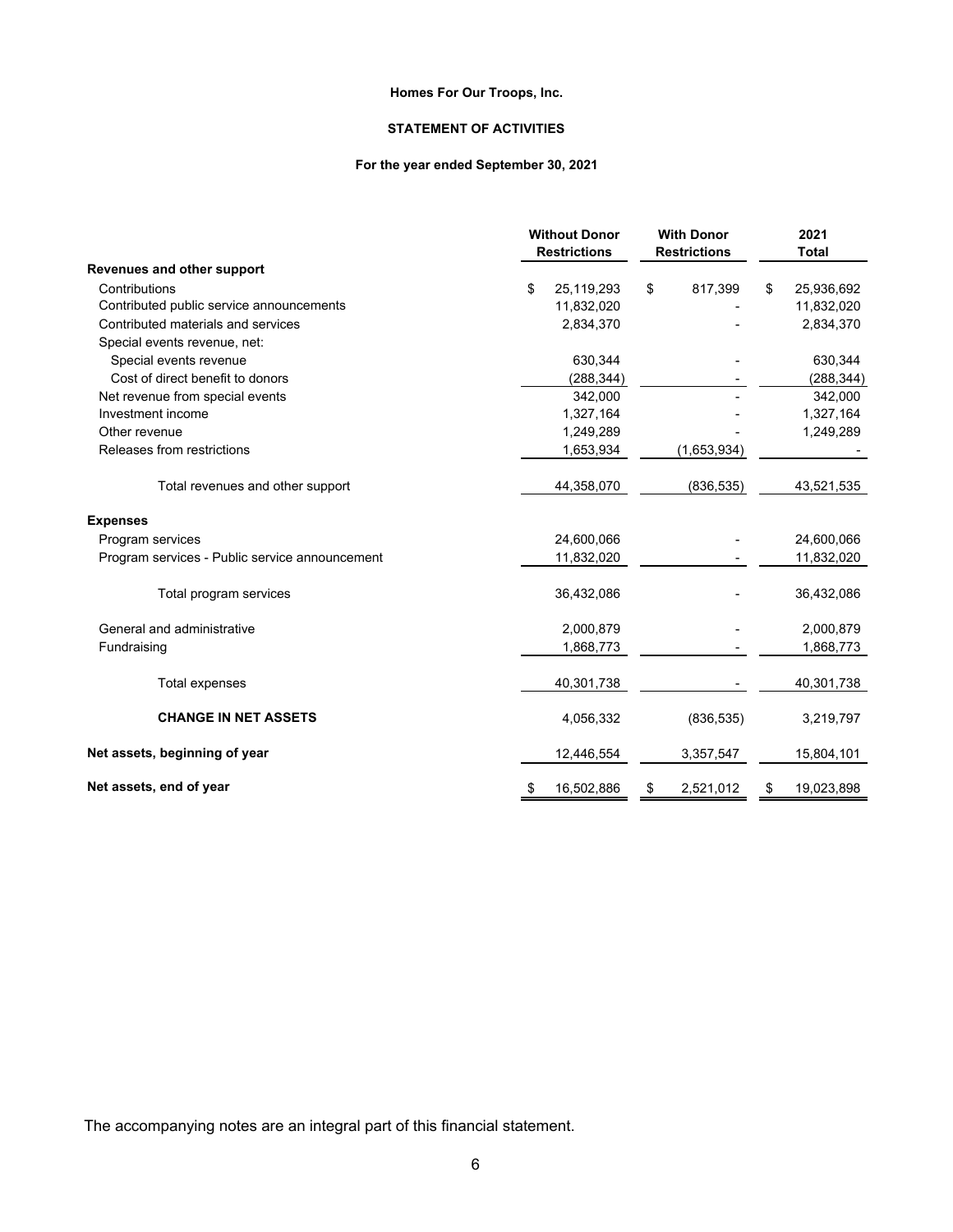**Homes For Our Troops, Inc.**

**STATEMENT OF ACTIVITIES**

**For the year ended September 30, 2021**

| | Without Donor Restrictions | With Donor Restrictions | 2021 Total |
|---|---|---|---|
| **Revenues and other support** | | | |
| Contributions | $ 25,119,293 | $ 817,399 | $ 25,936,692 |
| Contributed public service announcements | 11,832,020 | - | 11,832,020 |
| Contributed materials and services | 2,834,370 | - | 2,834,370 |
| Special events revenue, net: | | | |
| Special events revenue | 630,344 | - | 630,344 |
| Cost of direct benefit to donors | (288,344) | - | (288,344) |
| Net revenue from special events | 342,000 | - | 342,000 |
| Investment income | 1,327,164 | - | 1,327,164 |
| Other revenue | 1,249,289 | - | 1,249,289 |
| Releases from restrictions | 1,653,934 | (1,653,934) | - |
| Total revenues and other support | 44,358,070 | (836,535) | 43,521,535 |
| **Expenses** | | | |
| Program services | 24,600,066 | - | 24,600,066 |
| Program services - Public service announcement | 11,832,020 | - | 11,832,020 |
| Total program services | 36,432,086 | - | 36,432,086 |
| General and administrative | 2,000,879 | - | 2,000,879 |
| Fundraising | 1,868,773 | - | 1,868,773 |
| Total expenses | 40,301,738 | - | 40,301,738 |
| **CHANGE IN NET ASSETS** | 4,056,332 | (836,535) | 3,219,797 |
| **Net assets, beginning of year** | 12,446,554 | 3,357,547 | 15,804,101 |
| **Net assets, end of year** | $ 16,502,886 | $ 2,521,012 | $ 19,023,898 |

The accompanying notes are an integral part of this financial statement.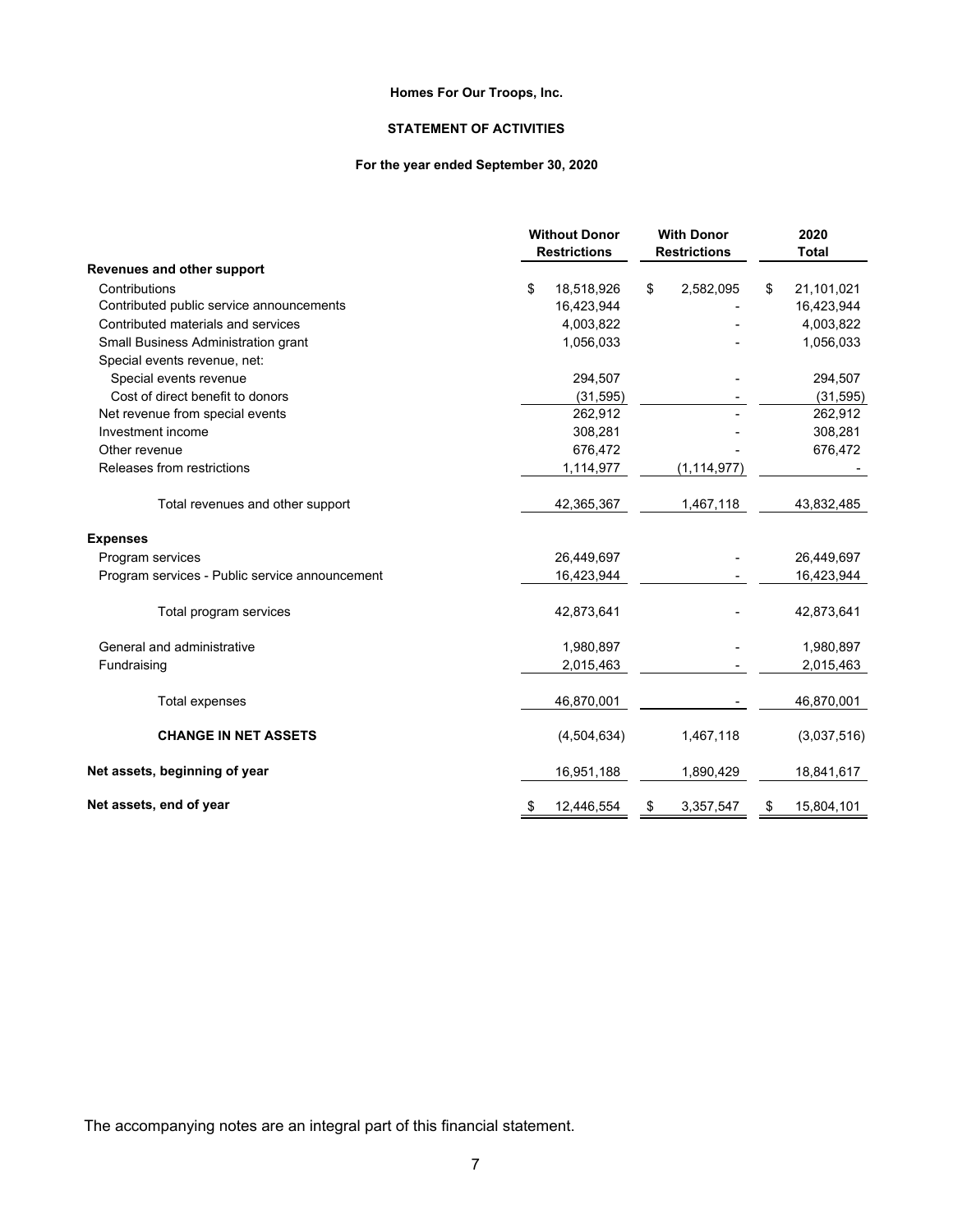**Homes For Our Troops, Inc.**

**STATEMENT OF ACTIVITIES**

**For the year ended September 30, 2020**

| | Without Donor Restrictions | With Donor Restrictions | 2020 Total |
|---|---|---|---|
| **Revenues and other support** | | | |
| Contributions | $ 18,518,926 | $ 2,582,095 | $ 21,101,021 |
| Contributed public service announcements | 16,423,944 | - | 16,423,944 |
| Contributed materials and services | 4,003,822 | - | 4,003,822 |
| Small Business Administration grant | 1,056,033 | - | 1,056,033 |
| Special events revenue, net: | | | |
| Special events revenue | 294,507 | - | 294,507 |
| Cost of direct benefit to donors | (31,595) | - | (31,595) |
| Net revenue from special events | 262,912 | - | 262,912 |
| Investment income | 308,281 | - | 308,281 |
| Other revenue | 676,472 | - | 676,472 |
| Releases from restrictions | 1,114,977 | (1,114,977) | - |
| Total revenues and other support | 42,365,367 | 1,467,118 | 43,832,485 |
| **Expenses** | | | |
| Program services | 26,449,697 | - | 26,449,697 |
| Program services - Public service announcement | 16,423,944 | - | 16,423,944 |
| Total program services | 42,873,641 | - | 42,873,641 |
| General and administrative | 1,980,897 | - | 1,980,897 |
| Fundraising | 2,015,463 | - | 2,015,463 |
| Total expenses | 46,870,001 | - | 46,870,001 |
| **CHANGE IN NET ASSETS** | (4,504,634) | 1,467,118 | (3,037,516) |
| **Net assets, beginning of year** | 16,951,188 | 1,890,429 | 18,841,617 |
| **Net assets, end of year** | $ 12,446,554 | $ 3,357,547 | $ 15,804,101 |

The accompanying notes are an integral part of this financial statement.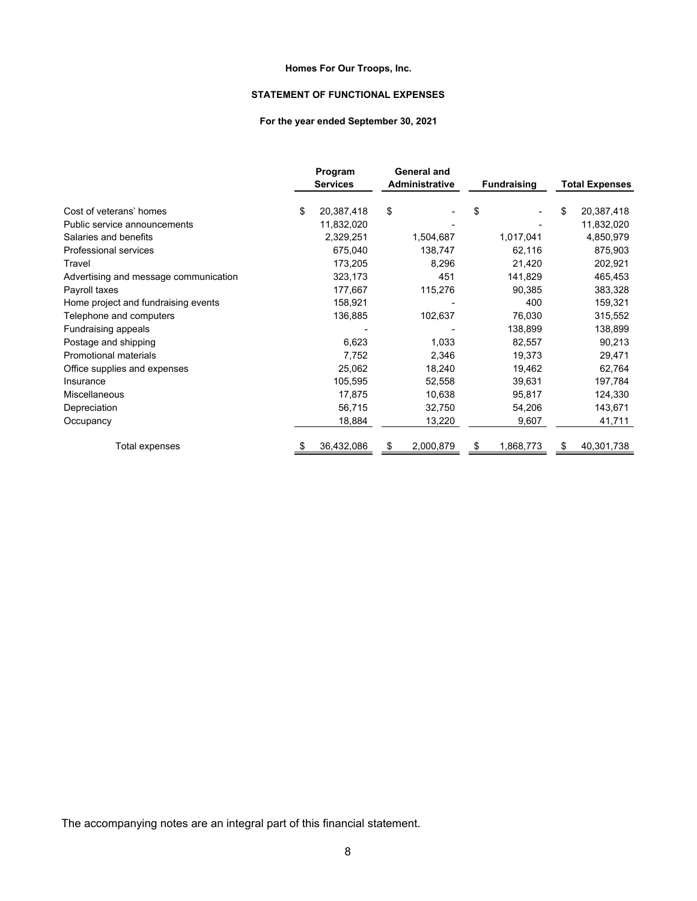**Homes For Our Troops, Inc.**

**STATEMENT OF FUNCTIONAL EXPENSES**

**For the year ended September 30, 2021**

| | Program Services | General and Administrative | Fundraising | Total Expenses |
|---|---|---|---|---|
| Cost of veterans' homes | $ 20,387,418 | $ - | $ - | $ 20,387,418 |
| Public service announcements | 11,832,020 | - | - | 11,832,020 |
| Salaries and benefits | 2,329,251 | 1,504,687 | 1,017,041 | 4,850,979 |
| Professional services | 675,040 | 138,747 | 62,116 | 875,903 |
| Travel | 173,205 | 8,296 | 21,420 | 202,921 |
| Advertising and message communication | 323,173 | 451 | 141,829 | 465,453 |
| Payroll taxes | 177,667 | 115,276 | 90,385 | 383,328 |
| Home project and fundraising events | 158,921 | - | 400 | 159,321 |
| Telephone and computers | 136,885 | 102,637 | 76,030 | 315,552 |
| Fundraising appeals | - | - | 138,899 | 138,899 |
| Postage and shipping | 6,623 | 1,033 | 82,557 | 90,213 |
| Promotional materials | 7,752 | 2,346 | 19,373 | 29,471 |
| Office supplies and expenses | 25,062 | 18,240 | 19,462 | 62,764 |
| Insurance | 105,595 | 52,558 | 39,631 | 197,784 |
| Miscellaneous | 17,875 | 10,638 | 95,817 | 124,330 |
| Depreciation | 56,715 | 32,750 | 54,206 | 143,671 |
| Occupancy | 18,884 | 13,220 | 9,607 | 41,711 |
| Total expenses | $ 36,432,086 | $ 2,000,879 | $ 1,868,773 | $ 40,301,738 |

The accompanying notes are an integral part of this financial statement.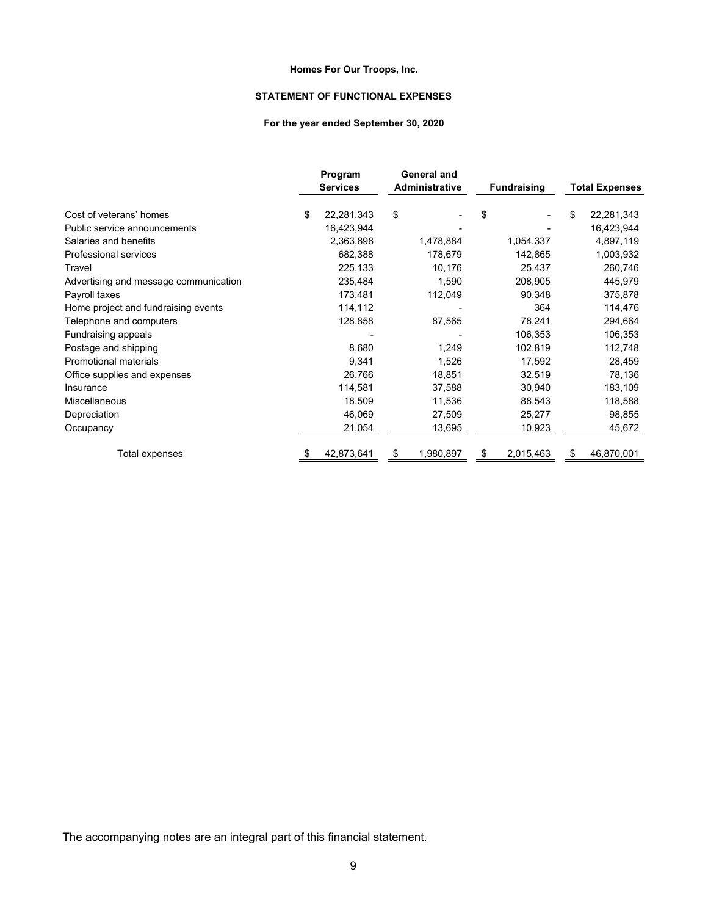**Homes For Our Troops, Inc.**

**STATEMENT OF FUNCTIONAL EXPENSES**

**For the year ended September 30, 2020**

| | Program Services | General and Administrative | Fundraising | Total Expenses |
|---|---|---|---|---|
| Cost of veterans' homes | $ 22,281,343 | $ - | $ - | $ 22,281,343 |
| Public service announcements | 16,423,944 | - | - | 16,423,944 |
| Salaries and benefits | 2,363,898 | 1,478,884 | 1,054,337 | 4,897,119 |
| Professional services | 682,388 | 178,679 | 142,865 | 1,003,932 |
| Travel | 225,133 | 10,176 | 25,437 | 260,746 |
| Advertising and message communication | 235,484 | 1,590 | 208,905 | 445,979 |
| Payroll taxes | 173,481 | 112,049 | 90,348 | 375,878 |
| Home project and fundraising events | 114,112 | - | 364 | 114,476 |
| Telephone and computers | 128,858 | 87,565 | 78,241 | 294,664 |
| Fundraising appeals | - | - | 106,353 | 106,353 |
| Postage and shipping | 8,680 | 1,249 | 102,819 | 112,748 |
| Promotional materials | 9,341 | 1,526 | 17,592 | 28,459 |
| Office supplies and expenses | 26,766 | 18,851 | 32,519 | 78,136 |
| Insurance | 114,581 | 37,588 | 30,940 | 183,109 |
| Miscellaneous | 18,509 | 11,536 | 88,543 | 118,588 |
| Depreciation | 46,069 | 27,509 | 25,277 | 98,855 |
| Occupancy | 21,054 | 13,695 | 10,923 | 45,672 |
| Total expenses | $ 42,873,641 | $ 1,980,897 | $ 2,015,463 | $ 46,870,001 |

The accompanying notes are an integral part of this financial statement.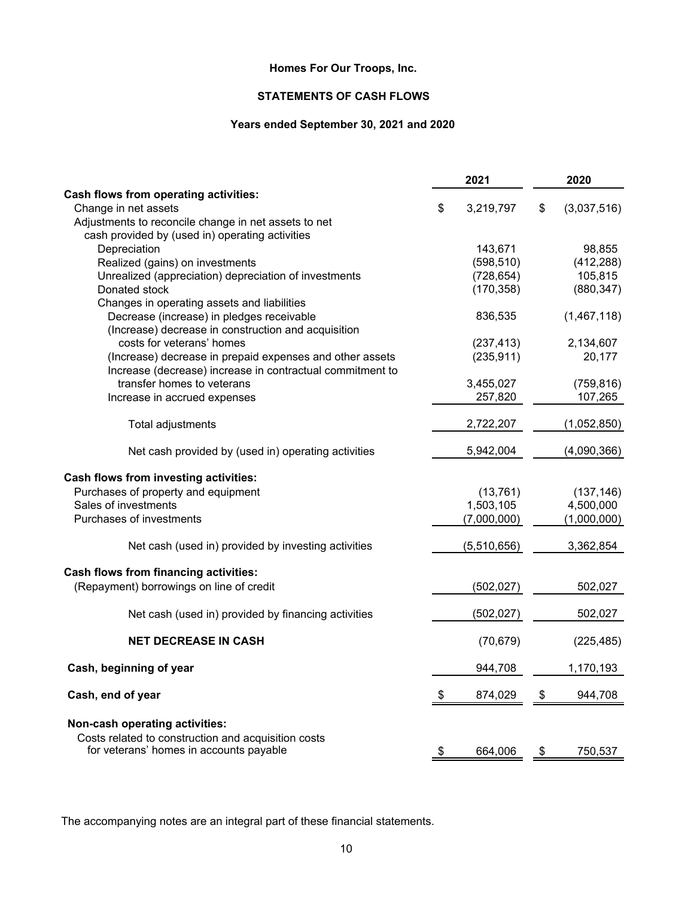**Homes For Our Troops, Inc.**

**STATEMENTS OF CASH FLOWS**

**Years ended September 30, 2021 and 2020**

| | 2021 | 2020 |
|---|---|---|
| **Cash flows from operating activities:** | | |
| Change in net assets | $ 3,219,797 | $ (3,037,516) |
| Adjustments to reconcile change in net assets to net cash provided by (used in) operating activities | | |
| Depreciation | 143,671 | 98,855 |
| Realized (gains) on investments | (598,510) | (412,288) |
| Unrealized (appreciation) depreciation of investments | (728,654) | 105,815 |
| Donated stock | (170,358) | (880,347) |
| Changes in operating assets and liabilities | | |
| Decrease (increase) in pledges receivable | 836,535 | (1,467,118) |
| (Increase) decrease in construction and acquisition costs for veterans' homes | (237,413) | 2,134,607 |
| (Increase) decrease in prepaid expenses and other assets | (235,911) | 20,177 |
| Increase (decrease) increase in contractual commitment to transfer homes to veterans | 3,455,027 | (759,816) |
| Increase in accrued expenses | 257,820 | 107,265 |
| Total adjustments | 2,722,207 | (1,052,850) |
| Net cash provided by (used in) operating activities | 5,942,004 | (4,090,366) |
| **Cash flows from investing activities:** | | |
| Purchases of property and equipment | (13,761) | (137,146) |
| Sales of investments | 1,503,105 | 4,500,000 |
| Purchases of investments | (7,000,000) | (1,000,000) |
| Net cash (used in) provided by investing activities | (5,510,656) | 3,362,854 |
| **Cash flows from financing activities:** | | |
| (Repayment) borrowings on line of credit | (502,027) | 502,027 |
| Net cash (used in) provided by financing activities | (502,027) | 502,027 |
| **NET DECREASE IN CASH** | (70,679) | (225,485) |
| **Cash, beginning of year** | 944,708 | 1,170,193 |
| **Cash, end of year** | $ 874,029 | $ 944,708 |
| **Non-cash operating activities:** | | |
| Costs related to construction and acquisition costs for veterans' homes in accounts payable | $ 664,006 | $ 750,537 |

The accompanying notes are an integral part of these financial statements.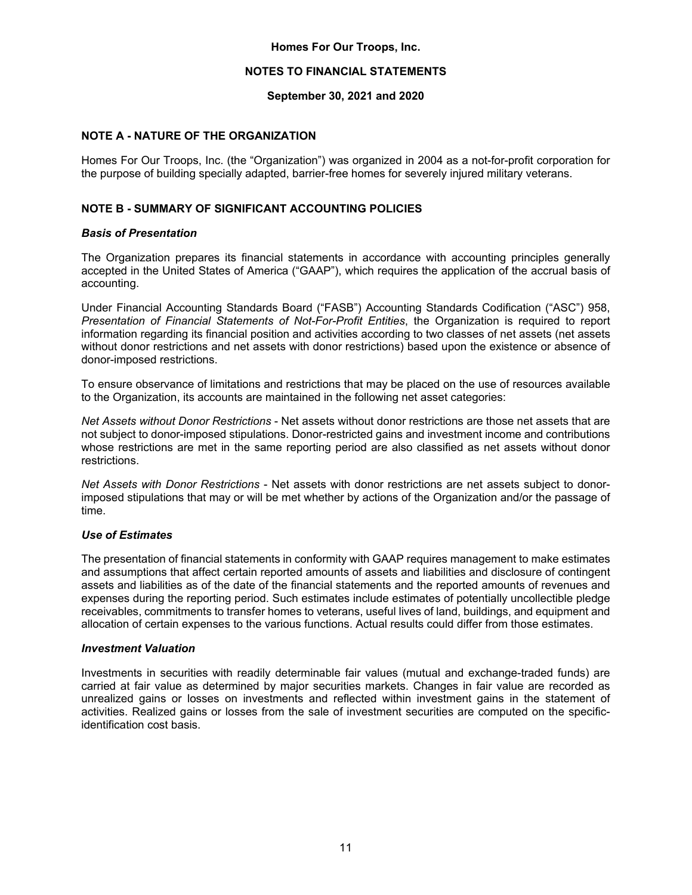# Homes For Our Troops, Inc.

## NOTES TO FINANCIAL STATEMENTS

### September 30, 2021 and 2020

## NOTE A - NATURE OF THE ORGANIZATION

Homes For Our Troops, Inc. (the "Organization") was organized in 2004 as a not-for-profit corporation for the purpose of building specially adapted, barrier-free homes for severely injured military veterans.

## NOTE B - SUMMARY OF SIGNIFICANT ACCOUNTING POLICIES

### *Basis of Presentation*

The Organization prepares its financial statements in accordance with accounting principles generally accepted in the United States of America ("GAAP"), which requires the application of the accrual basis of accounting.

Under Financial Accounting Standards Board ("FASB") Accounting Standards Codification ("ASC") 958, *Presentation of Financial Statements of Not-For-Profit Entities*, the Organization is required to report information regarding its financial position and activities according to two classes of net assets (net assets without donor restrictions and net assets with donor restrictions) based upon the existence or absence of donor-imposed restrictions.

To ensure observance of limitations and restrictions that may be placed on the use of resources available to the Organization, its accounts are maintained in the following net asset categories:

*Net Assets without Donor Restrictions* - Net assets without donor restrictions are those net assets that are not subject to donor-imposed stipulations. Donor-restricted gains and investment income and contributions whose restrictions are met in the same reporting period are also classified as net assets without donor restrictions.

*Net Assets with Donor Restrictions* - Net assets with donor restrictions are net assets subject to donor-imposed stipulations that may or will be met whether by actions of the Organization and/or the passage of time.

### *Use of Estimates*

The presentation of financial statements in conformity with GAAP requires management to make estimates and assumptions that affect certain reported amounts of assets and liabilities and disclosure of contingent assets and liabilities as of the date of the financial statements and the reported amounts of revenues and expenses during the reporting period. Such estimates include estimates of potentially uncollectible pledge receivables, commitments to transfer homes to veterans, useful lives of land, buildings, and equipment and allocation of certain expenses to the various functions. Actual results could differ from those estimates.

### *Investment Valuation*

Investments in securities with readily determinable fair values (mutual and exchange-traded funds) are carried at fair value as determined by major securities markets. Changes in fair value are recorded as unrealized gains or losses on investments and reflected within investment gains in the statement of activities. Realized gains or losses from the sale of investment securities are computed on the specific-identification cost basis.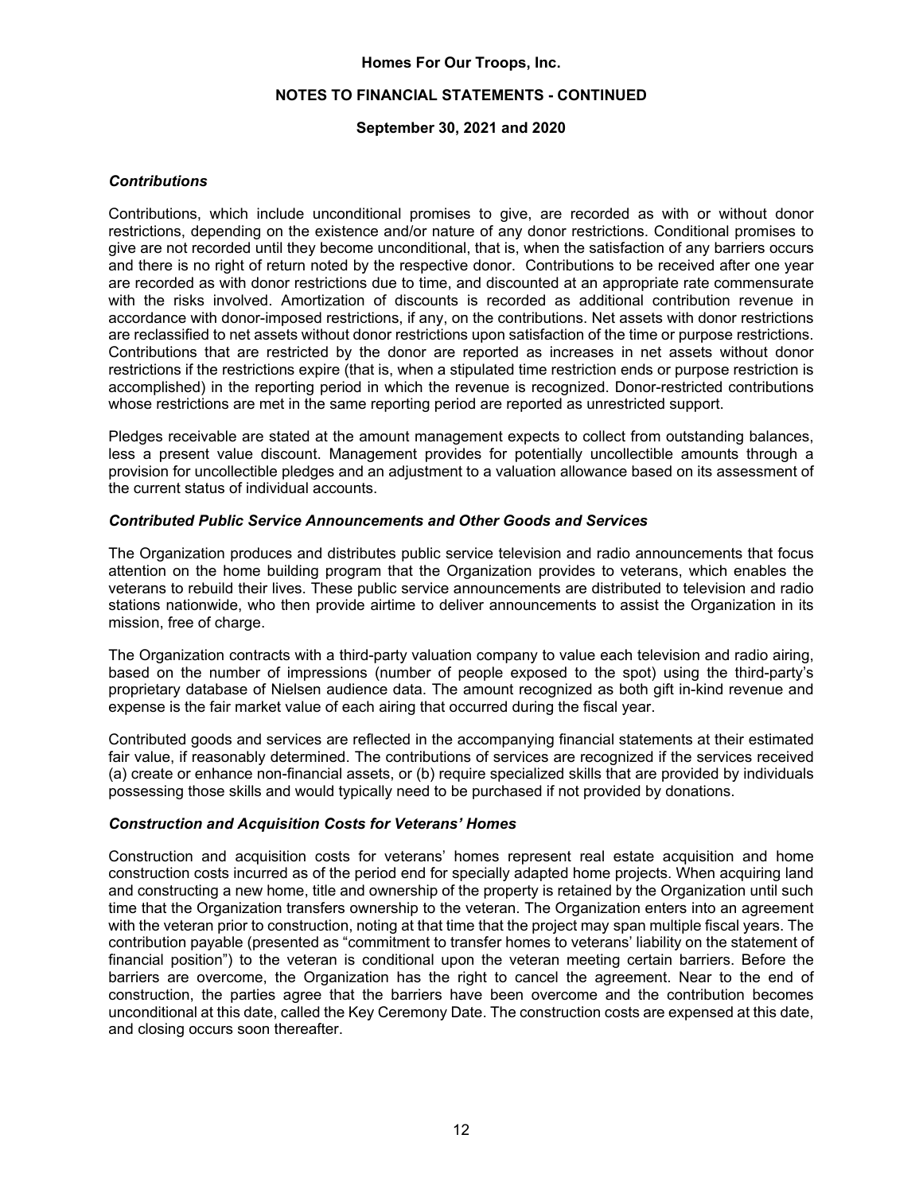### *Contributions*

Contributions, which include unconditional promises to give, are recorded as with or without donor restrictions, depending on the existence and/or nature of any donor restrictions. Conditional promises to give are not recorded until they become unconditional, that is, when the satisfaction of any barriers occurs and there is no right of return noted by the respective donor. Contributions to be received after one year are recorded as with donor restrictions due to time, and discounted at an appropriate rate commensurate with the risks involved. Amortization of discounts is recorded as additional contribution revenue in accordance with donor-imposed restrictions, if any, on the contributions. Net assets with donor restrictions are reclassified to net assets without donor restrictions upon satisfaction of the time or purpose restrictions. Contributions that are restricted by the donor are reported as increases in net assets without donor restrictions if the restrictions expire (that is, when a stipulated time restriction ends or purpose restriction is accomplished) in the reporting period in which the revenue is recognized. Donor-restricted contributions whose restrictions are met in the same reporting period are reported as unrestricted support.

Pledges receivable are stated at the amount management expects to collect from outstanding balances, less a present value discount. Management provides for potentially uncollectible amounts through a provision for uncollectible pledges and an adjustment to a valuation allowance based on its assessment of the current status of individual accounts.

### *Contributed Public Service Announcements and Other Goods and Services*

The Organization produces and distributes public service television and radio announcements that focus attention on the home building program that the Organization provides to veterans, which enables the veterans to rebuild their lives. These public service announcements are distributed to television and radio stations nationwide, who then provide airtime to deliver announcements to assist the Organization in its mission, free of charge.

The Organization contracts with a third-party valuation company to value each television and radio airing, based on the number of impressions (number of people exposed to the spot) using the third-party's proprietary database of Nielsen audience data. The amount recognized as both gift in-kind revenue and expense is the fair market value of each airing that occurred during the fiscal year.

Contributed goods and services are reflected in the accompanying financial statements at their estimated fair value, if reasonably determined. The contributions of services are recognized if the services received (a) create or enhance non-financial assets, or (b) require specialized skills that are provided by individuals possessing those skills and would typically need to be purchased if not provided by donations.

### *Construction and Acquisition Costs for Veterans' Homes*

Construction and acquisition costs for veterans' homes represent real estate acquisition and home construction costs incurred as of the period end for specially adapted home projects. When acquiring land and constructing a new home, title and ownership of the property is retained by the Organization until such time that the Organization transfers ownership to the veteran. The Organization enters into an agreement with the veteran prior to construction, noting at that time that the project may span multiple fiscal years. The contribution payable (presented as "commitment to transfer homes to veterans' liability on the statement of financial position") to the veteran is conditional upon the veteran meeting certain barriers. Before the barriers are overcome, the Organization has the right to cancel the agreement. Near to the end of construction, the parties agree that the barriers have been overcome and the contribution becomes unconditional at this date, called the Key Ceremony Date. The construction costs are expensed at this date, and closing occurs soon thereafter.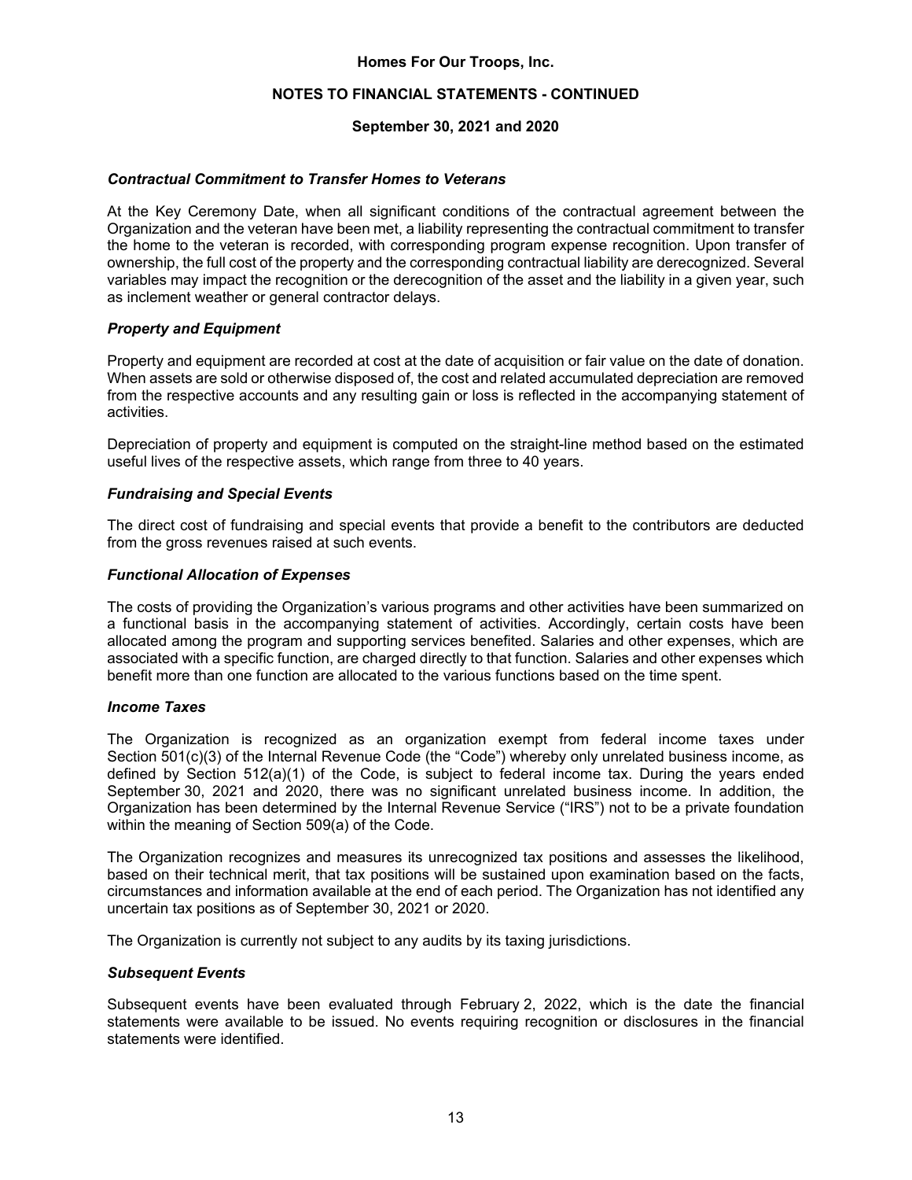### *Contractual Commitment to Transfer Homes to Veterans*

At the Key Ceremony Date, when all significant conditions of the contractual agreement between the Organization and the veteran have been met, a liability representing the contractual commitment to transfer the home to the veteran is recorded, with corresponding program expense recognition. Upon transfer of ownership, the full cost of the property and the corresponding contractual liability are derecognized. Several variables may impact the recognition or the derecognition of the asset and the liability in a given year, such as inclement weather or general contractor delays.

### *Property and Equipment*

Property and equipment are recorded at cost at the date of acquisition or fair value on the date of donation. When assets are sold or otherwise disposed of, the cost and related accumulated depreciation are removed from the respective accounts and any resulting gain or loss is reflected in the accompanying statement of activities.

Depreciation of property and equipment is computed on the straight-line method based on the estimated useful lives of the respective assets, which range from three to 40 years.

### *Fundraising and Special Events*

The direct cost of fundraising and special events that provide a benefit to the contributors are deducted from the gross revenues raised at such events.

### *Functional Allocation of Expenses*

The costs of providing the Organization's various programs and other activities have been summarized on a functional basis in the accompanying statement of activities. Accordingly, certain costs have been allocated among the program and supporting services benefited. Salaries and other expenses, which are associated with a specific function, are charged directly to that function. Salaries and other expenses which benefit more than one function are allocated to the various functions based on the time spent.

### *Income Taxes*

The Organization is recognized as an organization exempt from federal income taxes under Section 501(c)(3) of the Internal Revenue Code (the "Code") whereby only unrelated business income, as defined by Section 512(a)(1) of the Code, is subject to federal income tax. During the years ended September 30, 2021 and 2020, there was no significant unrelated business income. In addition, the Organization has been determined by the Internal Revenue Service ("IRS") not to be a private foundation within the meaning of Section 509(a) of the Code.

The Organization recognizes and measures its unrecognized tax positions and assesses the likelihood, based on their technical merit, that tax positions will be sustained upon examination based on the facts, circumstances and information available at the end of each period. The Organization has not identified any uncertain tax positions as of September 30, 2021 or 2020.

The Organization is currently not subject to any audits by its taxing jurisdictions.

### *Subsequent Events*

Subsequent events have been evaluated through February 2, 2022, which is the date the financial statements were available to be issued. No events requiring recognition or disclosures in the financial statements were identified.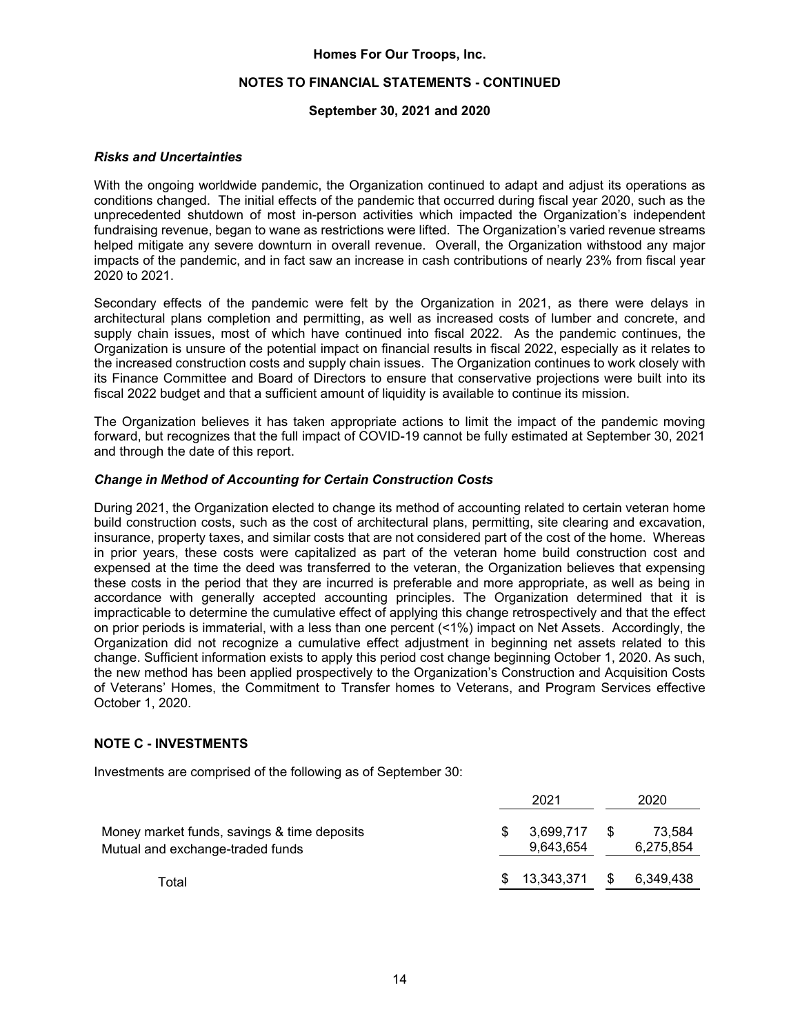### *Risks and Uncertainties*

With the ongoing worldwide pandemic, the Organization continued to adapt and adjust its operations as conditions changed. The initial effects of the pandemic that occurred during fiscal year 2020, such as the unprecedented shutdown of most in-person activities which impacted the Organization's independent fundraising revenue, began to wane as restrictions were lifted. The Organization's varied revenue streams helped mitigate any severe downturn in overall revenue. Overall, the Organization withstood any major impacts of the pandemic, and in fact saw an increase in cash contributions of nearly 23% from fiscal year 2020 to 2021.

Secondary effects of the pandemic were felt by the Organization in 2021, as there were delays in architectural plans completion and permitting, as well as increased costs of lumber and concrete, and supply chain issues, most of which have continued into fiscal 2022. As the pandemic continues, the Organization is unsure of the potential impact on financial results in fiscal 2022, especially as it relates to the increased construction costs and supply chain issues. The Organization continues to work closely with its Finance Committee and Board of Directors to ensure that conservative projections were built into its fiscal 2022 budget and that a sufficient amount of liquidity is available to continue its mission.

The Organization believes it has taken appropriate actions to limit the impact of the pandemic moving forward, but recognizes that the full impact of COVID-19 cannot be fully estimated at September 30, 2021 and through the date of this report.

### *Change in Method of Accounting for Certain Construction Costs*

During 2021, the Organization elected to change its method of accounting related to certain veteran home build construction costs, such as the cost of architectural plans, permitting, site clearing and excavation, insurance, property taxes, and similar costs that are not considered part of the cost of the home. Whereas in prior years, these costs were capitalized as part of the veteran home build construction cost and expensed at the time the deed was transferred to the veteran, the Organization believes that expensing these costs in the period that they are incurred is preferable and more appropriate, as well as being in accordance with generally accepted accounting principles. The Organization determined that it is impracticable to determine the cumulative effect of applying this change retrospectively and that the effect on prior periods is immaterial, with a less than one percent (<1%) impact on Net Assets. Accordingly, the Organization did not recognize a cumulative effect adjustment in beginning net assets related to this change. Sufficient information exists to apply this period cost change beginning October 1, 2020. As such, the new method has been applied prospectively to the Organization's Construction and Acquisition Costs of Veterans' Homes, the Commitment to Transfer homes to Veterans, and Program Services effective October 1, 2020.

## NOTE C - INVESTMENTS

Investments are comprised of the following as of September 30:

| | 2021 | 2020 |
|---|---|---|
| Money market funds, savings & time deposits | $ 3,699,717 | $ 73,584 |
| Mutual and exchange-traded funds | 9,643,654 | 6,275,854 |
| Total | $ 13,343,371 | $ 6,349,438 |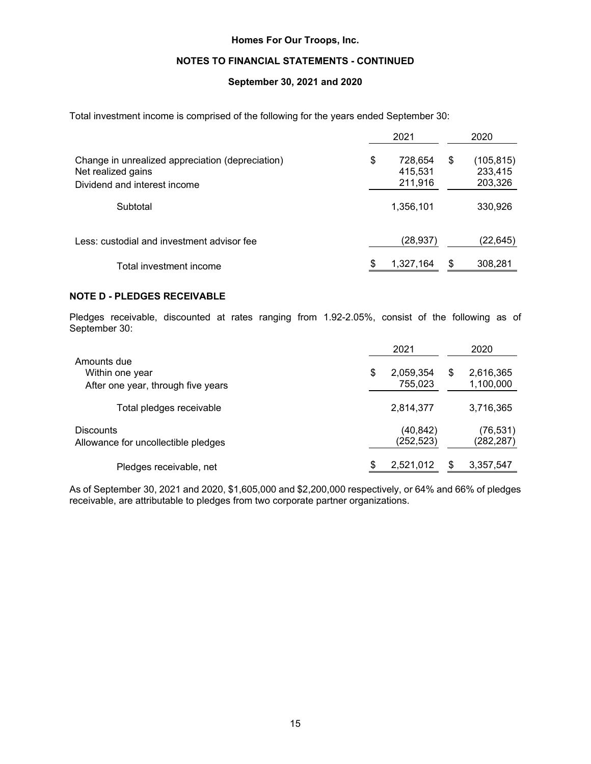Total investment income is comprised of the following for the years ended September 30:

| | 2021 | 2020 |
|---|---|---|
| Change in unrealized appreciation (depreciation) | $ 728,654 | $ (105,815) |
| Net realized gains | 415,531 | 233,415 |
| Dividend and interest income | 211,916 | 203,326 |
| Subtotal | 1,356,101 | 330,926 |
| Less: custodial and investment advisor fee | (28,937) | (22,645) |
| Total investment income | $ 1,327,164 | $ 308,281 |

## NOTE D - PLEDGES RECEIVABLE

Pledges receivable, discounted at rates ranging from 1.92-2.05%, consist of the following as of September 30:

| | 2021 | 2020 |
|---|---|---|
| Amounts due | | |
| Within one year | $ 2,059,354 | $ 2,616,365 |
| After one year, through five years | 755,023 | 1,100,000 |
| Total pledges receivable | 2,814,377 | 3,716,365 |
| Discounts | (40,842) | (76,531) |
| Allowance for uncollectible pledges | (252,523) | (282,287) |
| Pledges receivable, net | $ 2,521,012 | $ 3,357,547 |

As of September 30, 2021 and 2020, $1,605,000 and $2,200,000 respectively, or 64% and 66% of pledges receivable, are attributable to pledges from two corporate partner organizations.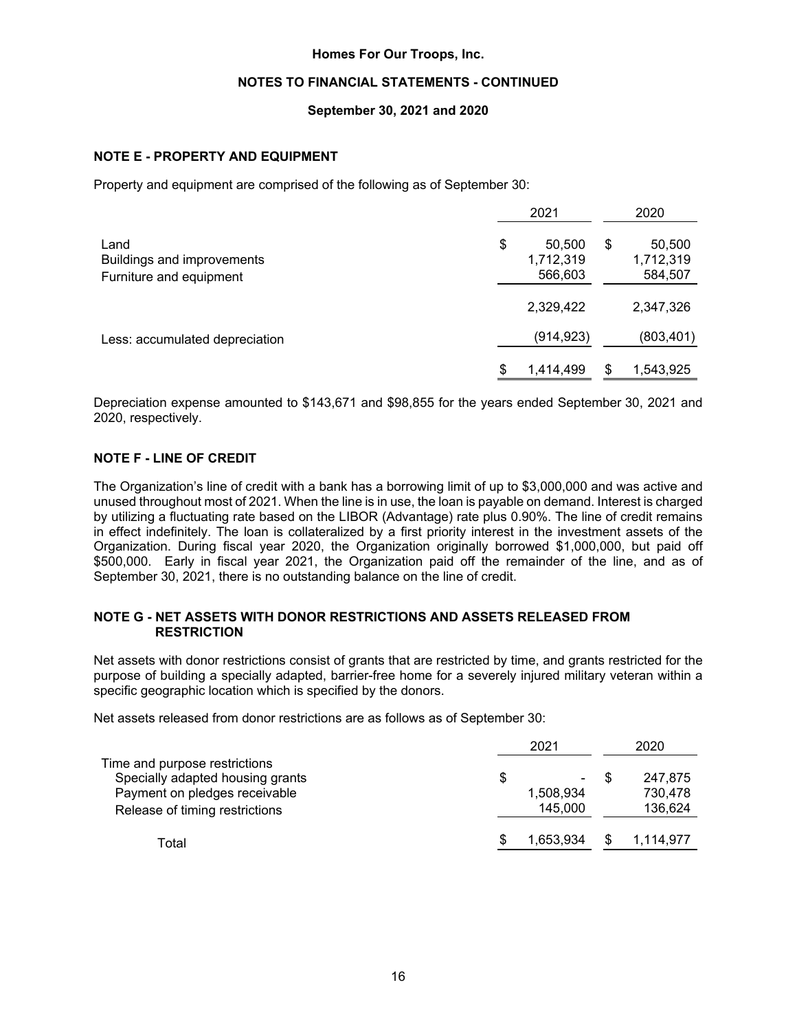Homes For Our Troops, Inc.

NOTES TO FINANCIAL STATEMENTS - CONTINUED

September 30, 2021 and 2020

## NOTE E - PROPERTY AND EQUIPMENT

Property and equipment are comprised of the following as of September 30:

| | 2021 | 2020 |
|---|---|---|
| Land | $ 50,500 | $ 50,500 |
| Buildings and improvements | 1,712,319 | 1,712,319 |
| Furniture and equipment | 566,603 | 584,507 |
| | 2,329,422 | 2,347,326 |
| Less: accumulated depreciation | (914,923) | (803,401) |
| | $ 1,414,499 | $ 1,543,925 |

Depreciation expense amounted to $143,671 and $98,855 for the years ended September 30, 2021 and 2020, respectively.

## NOTE F - LINE OF CREDIT

The Organization's line of credit with a bank has a borrowing limit of up to $3,000,000 and was active and unused throughout most of 2021. When the line is in use, the loan is payable on demand. Interest is charged by utilizing a fluctuating rate based on the LIBOR (Advantage) rate plus 0.90%. The line of credit remains in effect indefinitely. The loan is collateralized by a first priority interest in the investment assets of the Organization. During fiscal year 2020, the Organization originally borrowed $1,000,000, but paid off $500,000. Early in fiscal year 2021, the Organization paid off the remainder of the line, and as of September 30, 2021, there is no outstanding balance on the line of credit.

## NOTE G - NET ASSETS WITH DONOR RESTRICTIONS AND ASSETS RELEASED FROM RESTRICTION

Net assets with donor restrictions consist of grants that are restricted by time, and grants restricted for the purpose of building a specially adapted, barrier-free home for a severely injured military veteran within a specific geographic location which is specified by the donors.

Net assets released from donor restrictions are as follows as of September 30:

| | 2021 | 2020 |
|---|---|---|
| Time and purpose restrictions | | |
| Specially adapted housing grants | $ - | $ 247,875 |
| Payment on pledges receivable | 1,508,934 | 730,478 |
| Release of timing restrictions | 145,000 | 136,624 |
| Total | $ 1,653,934 | $ 1,114,977 |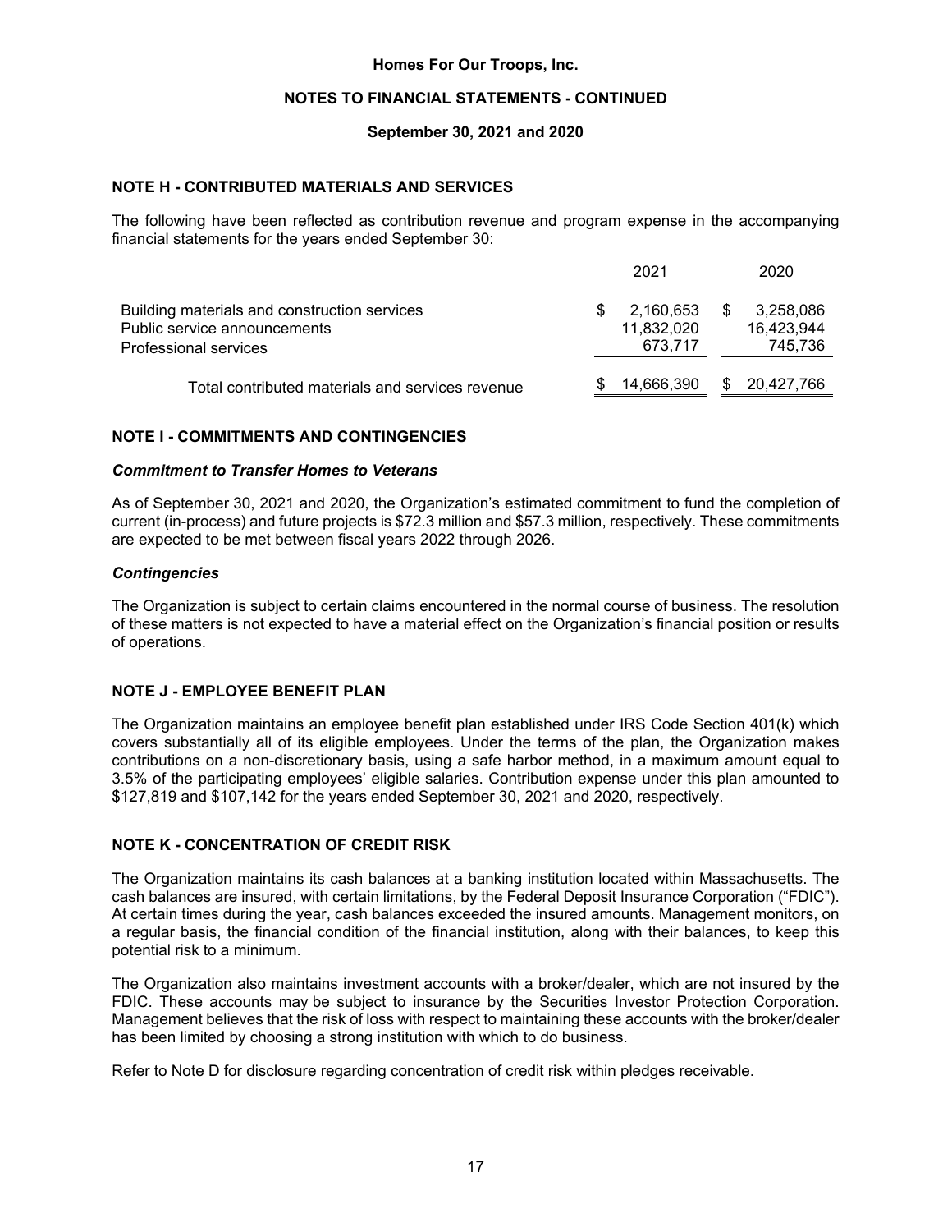Homes For Our Troops, Inc.

NOTES TO FINANCIAL STATEMENTS - CONTINUED

September 30, 2021 and 2020

## NOTE H - CONTRIBUTED MATERIALS AND SERVICES

The following have been reflected as contribution revenue and program expense in the accompanying financial statements for the years ended September 30:

| | 2021 | 2020 |
|---|---|---|
| Building materials and construction services | $ 2,160,653 | $ 3,258,086 |
| Public service announcements | 11,832,020 | 16,423,944 |
| Professional services | 673,717 | 745,736 |
| Total contributed materials and services revenue | $ 14,666,390 | $ 20,427,766 |

## NOTE I - COMMITMENTS AND CONTINGENCIES

### *Commitment to Transfer Homes to Veterans*

As of September 30, 2021 and 2020, the Organization's estimated commitment to fund the completion of current (in-process) and future projects is $72.3 million and $57.3 million, respectively. These commitments are expected to be met between fiscal years 2022 through 2026.

### *Contingencies*

The Organization is subject to certain claims encountered in the normal course of business. The resolution of these matters is not expected to have a material effect on the Organization's financial position or results of operations.

## NOTE J - EMPLOYEE BENEFIT PLAN

The Organization maintains an employee benefit plan established under IRS Code Section 401(k) which covers substantially all of its eligible employees. Under the terms of the plan, the Organization makes contributions on a non-discretionary basis, using a safe harbor method, in a maximum amount equal to 3.5% of the participating employees' eligible salaries. Contribution expense under this plan amounted to $127,819 and $107,142 for the years ended September 30, 2021 and 2020, respectively.

## NOTE K - CONCENTRATION OF CREDIT RISK

The Organization maintains its cash balances at a banking institution located within Massachusetts. The cash balances are insured, with certain limitations, by the Federal Deposit Insurance Corporation ("FDIC"). At certain times during the year, cash balances exceeded the insured amounts. Management monitors, on a regular basis, the financial condition of the financial institution, along with their balances, to keep this potential risk to a minimum.

The Organization also maintains investment accounts with a broker/dealer, which are not insured by the FDIC. These accounts may be subject to insurance by the Securities Investor Protection Corporation. Management believes that the risk of loss with respect to maintaining these accounts with the broker/dealer has been limited by choosing a strong institution with which to do business.

Refer to Note D for disclosure regarding concentration of credit risk within pledges receivable.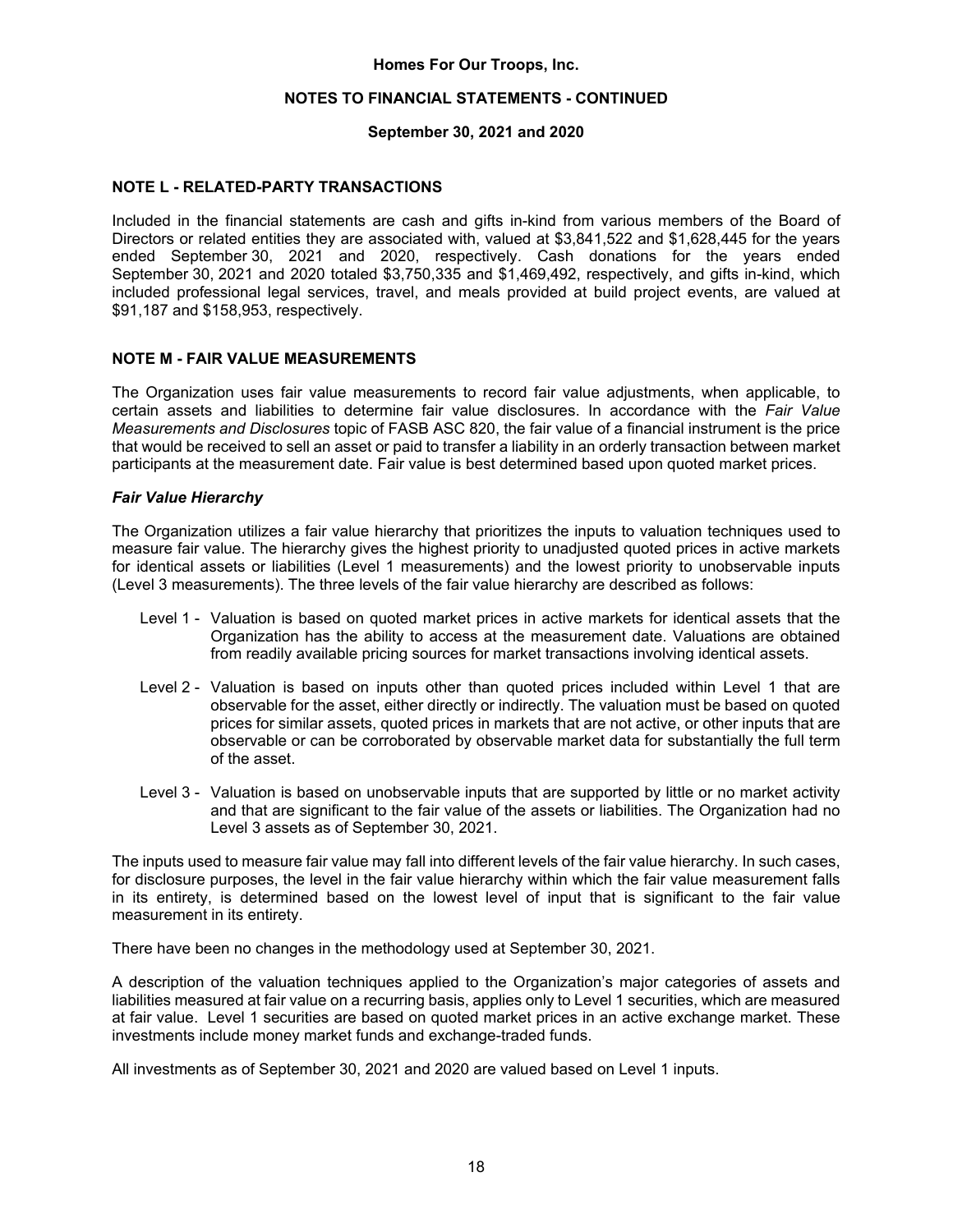## NOTE L - RELATED-PARTY TRANSACTIONS

Included in the financial statements are cash and gifts in-kind from various members of the Board of Directors or related entities they are associated with, valued at $3,841,522 and $1,628,445 for the years ended September 30, 2021 and 2020, respectively. Cash donations for the years ended September 30, 2021 and 2020 totaled $3,750,335 and $1,469,492, respectively, and gifts in-kind, which included professional legal services, travel, and meals provided at build project events, are valued at $91,187 and $158,953, respectively.

## NOTE M - FAIR VALUE MEASUREMENTS

The Organization uses fair value measurements to record fair value adjustments, when applicable, to certain assets and liabilities to determine fair value disclosures. In accordance with the *Fair Value Measurements and Disclosures* topic of FASB ASC 820, the fair value of a financial instrument is the price that would be received to sell an asset or paid to transfer a liability in an orderly transaction between market participants at the measurement date. Fair value is best determined based upon quoted market prices.

### *Fair Value Hierarchy*

The Organization utilizes a fair value hierarchy that prioritizes the inputs to valuation techniques used to measure fair value. The hierarchy gives the highest priority to unadjusted quoted prices in active markets for identical assets or liabilities (Level 1 measurements) and the lowest priority to unobservable inputs (Level 3 measurements). The three levels of the fair value hierarchy are described as follows:

- Level 1 - Valuation is based on quoted market prices in active markets for identical assets that the Organization has the ability to access at the measurement date. Valuations are obtained from readily available pricing sources for market transactions involving identical assets.
- Level 2 - Valuation is based on inputs other than quoted prices included within Level 1 that are observable for the asset, either directly or indirectly. The valuation must be based on quoted prices for similar assets, quoted prices in markets that are not active, or other inputs that are observable or can be corroborated by observable market data for substantially the full term of the asset.
- Level 3 - Valuation is based on unobservable inputs that are supported by little or no market activity and that are significant to the fair value of the assets or liabilities. The Organization had no Level 3 assets as of September 30, 2021.

The inputs used to measure fair value may fall into different levels of the fair value hierarchy. In such cases, for disclosure purposes, the level in the fair value hierarchy within which the fair value measurement falls in its entirety, is determined based on the lowest level of input that is significant to the fair value measurement in its entirety.

There have been no changes in the methodology used at September 30, 2021.

A description of the valuation techniques applied to the Organization's major categories of assets and liabilities measured at fair value on a recurring basis, applies only to Level 1 securities, which are measured at fair value. Level 1 securities are based on quoted market prices in an active exchange market. These investments include money market funds and exchange-traded funds.

All investments as of September 30, 2021 and 2020 are valued based on Level 1 inputs.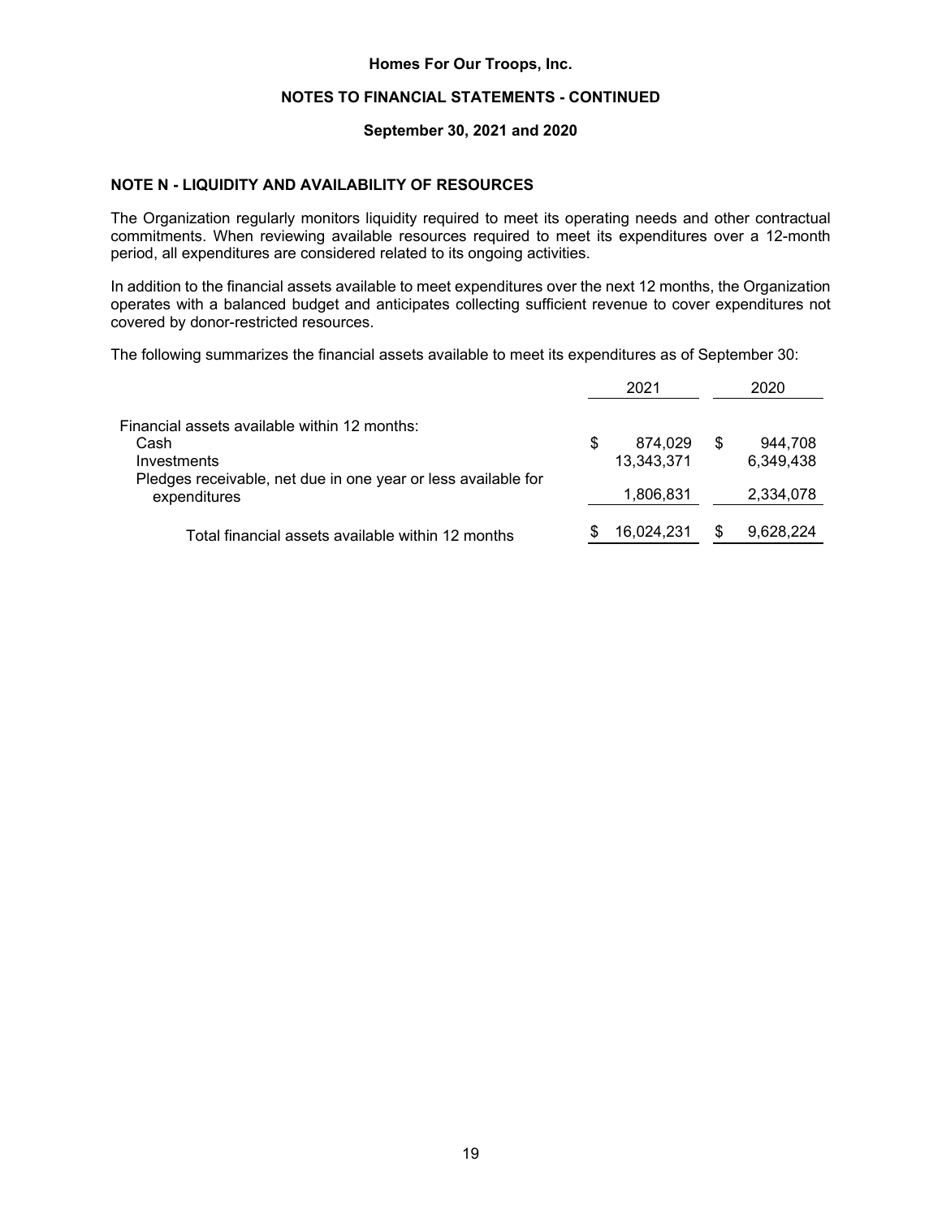Homes For Our Troops, Inc.

NOTES TO FINANCIAL STATEMENTS - CONTINUED

September 30, 2021 and 2020

## NOTE N - LIQUIDITY AND AVAILABILITY OF RESOURCES

The Organization regularly monitors liquidity required to meet its operating needs and other contractual commitments. When reviewing available resources required to meet its expenditures over a 12-month period, all expenditures are considered related to its ongoing activities.

In addition to the financial assets available to meet expenditures over the next 12 months, the Organization operates with a balanced budget and anticipates collecting sufficient revenue to cover expenditures not covered by donor-restricted resources.

The following summarizes the financial assets available to meet its expenditures as of September 30:

| | 2021 | 2020 |
|---|---|---|
| Financial assets available within 12 months: | | |
| Cash | $ 874,029 | $ 944,708 |
| Investments | 13,343,371 | 6,349,438 |
| Pledges receivable, net due in one year or less available for expenditures | 1,806,831 | 2,334,078 |
| Total financial assets available within 12 months | $ 16,024,231 | $ 9,628,224 |